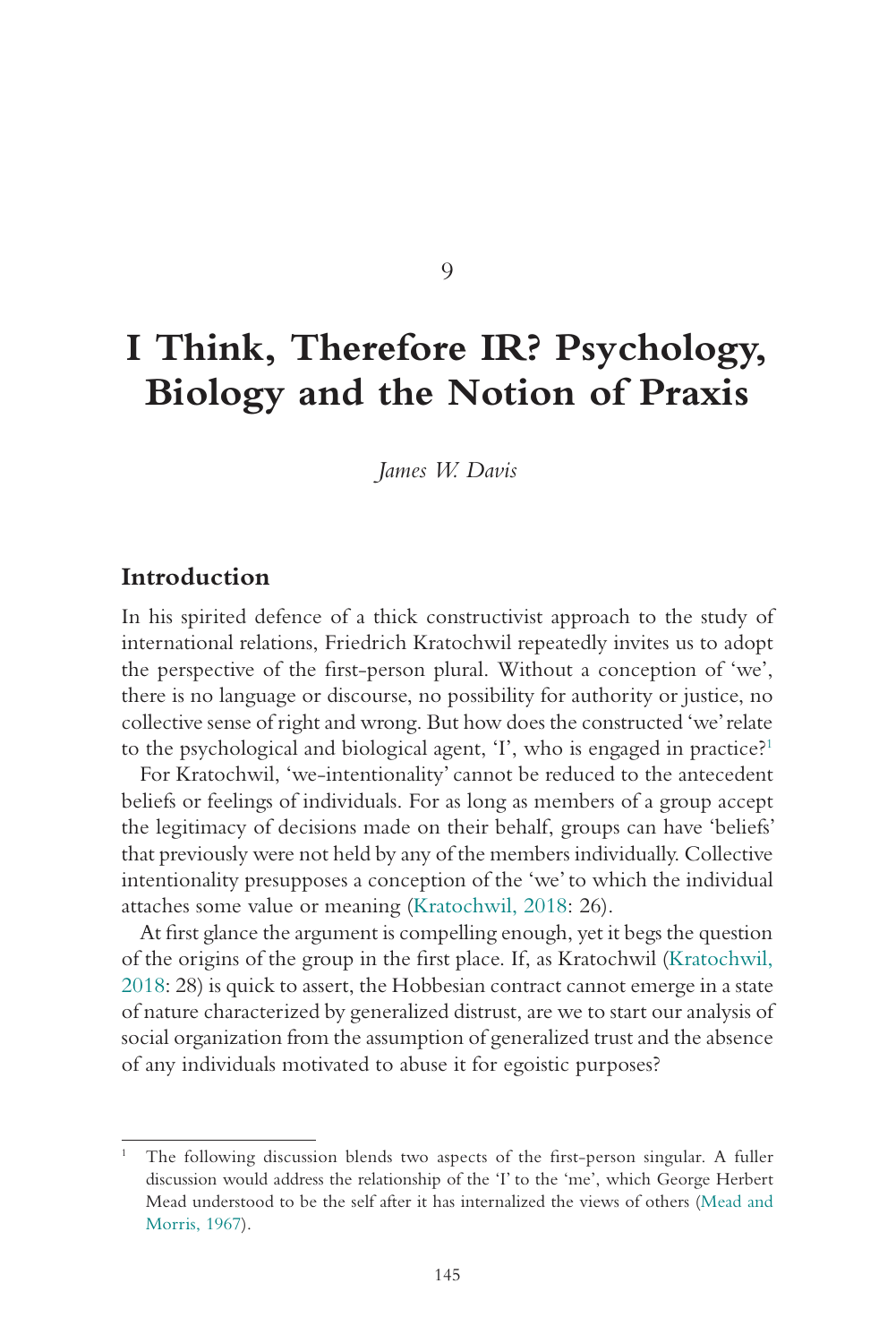9

# I Think, Therefore IR? Psychology, Biology and the Notion of Praxis

*James W. Davis*

## Introduction

In his spirited defence of a thick constructivist approach to the study of international relations, Friedrich Kratochwil repeatedly invites us to adopt the perspective of the first-person plural. Without a conception of 'we', there is no language or discourse, no possibility for authority or justice, no collective sense of right and wrong. But how does the constructed 'we' relate to the psychological and biological agent, 'I', who is engaged in practice?[1]

For Kratochwil, 'we-intentionality' cannot be reduced to the antecedent beliefs or feelings of individuals. For as long as members of a group accept the legitimacy of decisions made on their behalf, groups can have 'beliefs' that previously were not held by any of the members individually. Collective intentionality presupposes a conception of the 'we' to which the individual attaches some value or meaning (Kratochwil, 2018: 26).

At first glance the argument is compelling enough, yet it begs the question of the origins of the group in the first place. If, as Kratochwil (Kratochwil, 2018: 28) is quick to assert, the Hobbesian contract cannot emerge in a state of nature characterized by generalized distrust, are we to start our analysis of social organization from the assumption of generalized trust and the absence of any individuals motivated to abuse it for egoistic purposes?

[1] The following discussion blends two aspects of the first-person singular. A fuller discussion would address the relationship of the 'I' to the 'me', which George Herbert Mead understood to be the self after it has internalized the views of others (Mead and Morris, 1967).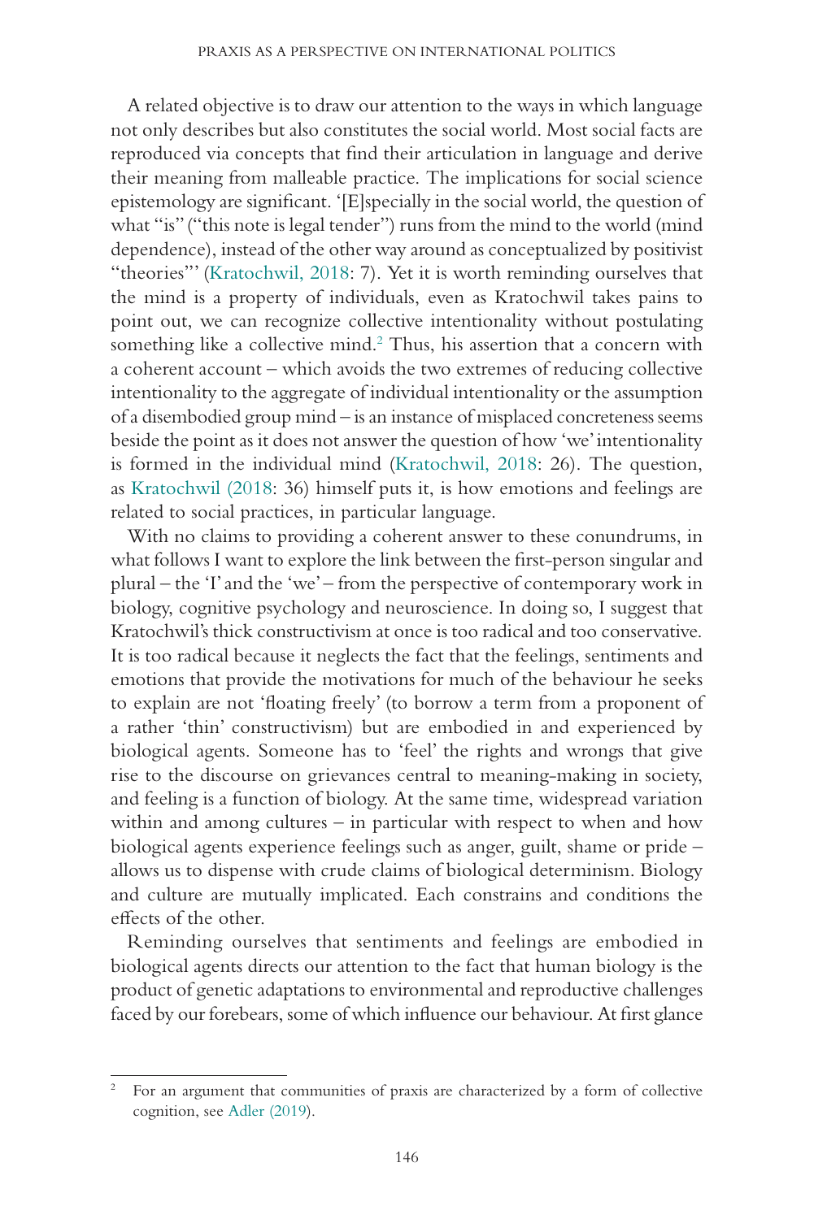A related objective is to draw our attention to the ways in which language not only describes but also constitutes the social world. Most social facts are reproduced via concepts that find their articulation in language and derive their meaning from malleable practice. The implications for social science epistemology are significant. '[E]specially in the social world, the question of what "is" ("this note is legal tender") runs from the mind to the world (mind dependence), instead of the other way around as conceptualized by positivist "theories"' (Kratochwil, 2018: 7). Yet it is worth reminding ourselves that the mind is a property of individuals, even as Kratochwil takes pains to point out, we can recognize collective intentionality without postulating something like a collective mind.[2] Thus, his assertion that a concern with a coherent account – which avoids the two extremes of reducing collective intentionality to the aggregate of individual intentionality or the assumption of a disembodied group mind – is an instance of misplaced concreteness seems beside the point as it does not answer the question of how 'we' intentionality is formed in the individual mind (Kratochwil, 2018: 26). The question, as Kratochwil (2018: 36) himself puts it, is how emotions and feelings are related to social practices, in particular language.

With no claims to providing a coherent answer to these conundrums, in what follows I want to explore the link between the first-person singular and plural – the 'I' and the 'we' – from the perspective of contemporary work in biology, cognitive psychology and neuroscience. In doing so, I suggest that Kratochwil's thick constructivism at once is too radical and too conservative. It is too radical because it neglects the fact that the feelings, sentiments and emotions that provide the motivations for much of the behaviour he seeks to explain are not 'floating freely' (to borrow a term from a proponent of a rather 'thin' constructivism) but are embodied in and experienced by biological agents. Someone has to 'feel' the rights and wrongs that give rise to the discourse on grievances central to meaning-making in society, and feeling is a function of biology. At the same time, widespread variation within and among cultures – in particular with respect to when and how biological agents experience feelings such as anger, guilt, shame or pride – allows us to dispense with crude claims of biological determinism. Biology and culture are mutually implicated. Each constrains and conditions the effects of the other.

Reminding ourselves that sentiments and feelings are embodied in biological agents directs our attention to the fact that human biology is the product of genetic adaptations to environmental and reproductive challenges faced by our forebears, some of which influence our behaviour. At first glance

[2] For an argument that communities of praxis are characterized by a form of collective cognition, see Adler (2019).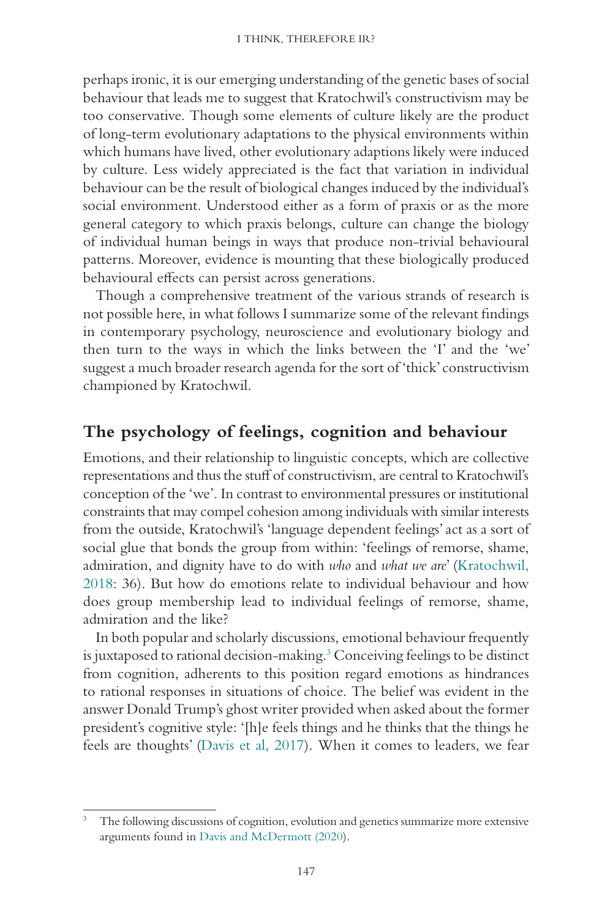perhaps ironic, it is our emerging understanding of the genetic bases of social behaviour that leads me to suggest that Kratochwil's constructivism may be too conservative. Though some elements of culture likely are the product of long-term evolutionary adaptations to the physical environments within which humans have lived, other evolutionary adaptions likely were induced by culture. Less widely appreciated is the fact that variation in individual behaviour can be the result of biological changes induced by the individual's social environment. Understood either as a form of praxis or as the more general category to which praxis belongs, culture can change the biology of individual human beings in ways that produce non-trivial behavioural patterns. Moreover, evidence is mounting that these biologically produced behavioural effects can persist across generations.

Though a comprehensive treatment of the various strands of research is not possible here, in what follows I summarize some of the relevant findings in contemporary psychology, neuroscience and evolutionary biology and then turn to the ways in which the links between the 'I' and the 'we' suggest a much broader research agenda for the sort of 'thick' constructivism championed by Kratochwil.

## The psychology of feelings, cognition and behaviour

Emotions, and their relationship to linguistic concepts, which are collective representations and thus the stuff of constructivism, are central to Kratochwil's conception of the 'we'. In contrast to environmental pressures or institutional constraints that may compel cohesion among individuals with similar interests from the outside, Kratochwil's 'language dependent feelings' act as a sort of social glue that bonds the group from within: 'feelings of remorse, shame, admiration, and dignity have to do with *who* and *what we are*' (Kratochwil, 2018: 36). But how do emotions relate to individual behaviour and how does group membership lead to individual feelings of remorse, shame, admiration and the like?

In both popular and scholarly discussions, emotional behaviour frequently is juxtaposed to rational decision-making.[3] Conceiving feelings to be distinct from cognition, adherents to this position regard emotions as hindrances to rational responses in situations of choice. The belief was evident in the answer Donald Trump's ghost writer provided when asked about the former president's cognitive style: '[h]e feels things and he thinks that the things he feels are thoughts' (Davis et al, 2017). When it comes to leaders, we fear

[3] The following discussions of cognition, evolution and genetics summarize more extensive arguments found in Davis and McDermott (2020).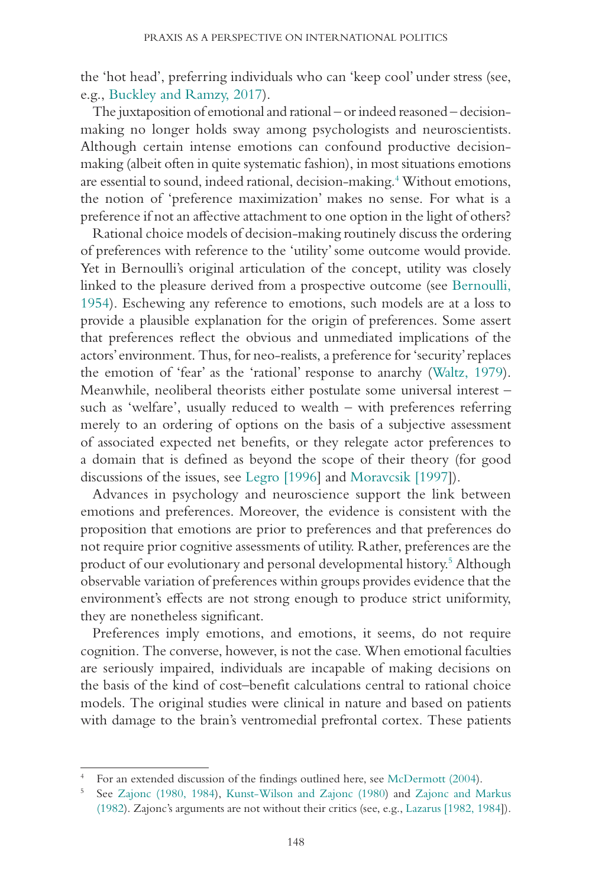the 'hot head', preferring individuals who can 'keep cool' under stress (see, e.g., Buckley and Ramzy, 2017).

The juxtaposition of emotional and rational – or indeed reasoned – decision-making no longer holds sway among psychologists and neuroscientists. Although certain intense emotions can confound productive decision-making (albeit often in quite systematic fashion), in most situations emotions are essential to sound, indeed rational, decision-making.[4] Without emotions, the notion of 'preference maximization' makes no sense. For what is a preference if not an affective attachment to one option in the light of others?

Rational choice models of decision-making routinely discuss the ordering of preferences with reference to the 'utility' some outcome would provide. Yet in Bernoulli's original articulation of the concept, utility was closely linked to the pleasure derived from a prospective outcome (see Bernoulli, 1954). Eschewing any reference to emotions, such models are at a loss to provide a plausible explanation for the origin of preferences. Some assert that preferences reflect the obvious and unmediated implications of the actors' environment. Thus, for neo-realists, a preference for 'security' replaces the emotion of 'fear' as the 'rational' response to anarchy (Waltz, 1979). Meanwhile, neoliberal theorists either postulate some universal interest – such as 'welfare', usually reduced to wealth – with preferences referring merely to an ordering of options on the basis of a subjective assessment of associated expected net benefits, or they relegate actor preferences to a domain that is defined as beyond the scope of their theory (for good discussions of the issues, see Legro [1996] and Moravcsik [1997]).

Advances in psychology and neuroscience support the link between emotions and preferences. Moreover, the evidence is consistent with the proposition that emotions are prior to preferences and that preferences do not require prior cognitive assessments of utility. Rather, preferences are the product of our evolutionary and personal developmental history.[5] Although observable variation of preferences within groups provides evidence that the environment's effects are not strong enough to produce strict uniformity, they are nonetheless significant.

Preferences imply emotions, and emotions, it seems, do not require cognition. The converse, however, is not the case. When emotional faculties are seriously impaired, individuals are incapable of making decisions on the basis of the kind of cost–benefit calculations central to rational choice models. The original studies were clinical in nature and based on patients with damage to the brain's ventromedial prefrontal cortex. These patients

---

[4] For an extended discussion of the findings outlined here, see McDermott (2004).

[5] See Zajonc (1980, 1984), Kunst-Wilson and Zajonc (1980) and Zajonc and Markus (1982). Zajonc's arguments are not without their critics (see, e.g., Lazarus [1982, 1984]).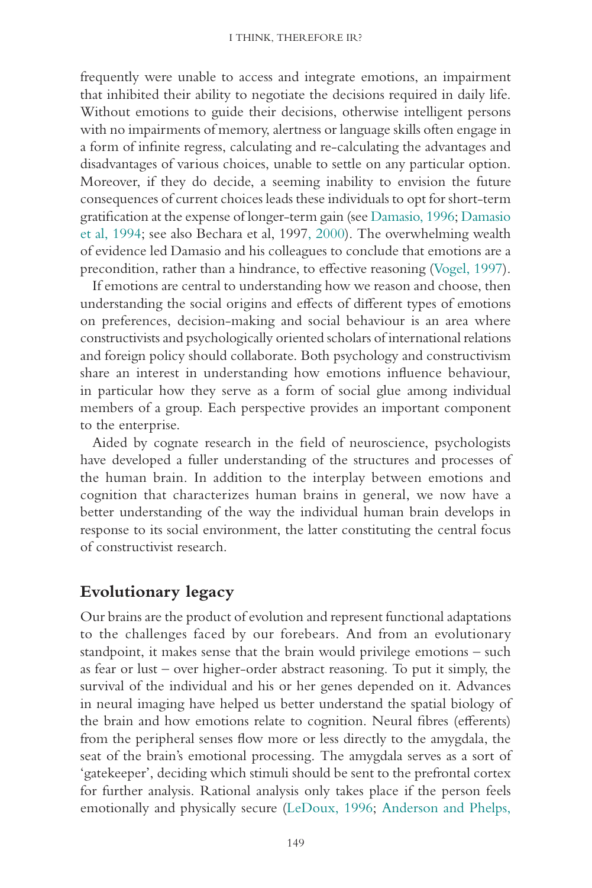frequently were unable to access and integrate emotions, an impairment that inhibited their ability to negotiate the decisions required in daily life. Without emotions to guide their decisions, otherwise intelligent persons with no impairments of memory, alertness or language skills often engage in a form of infinite regress, calculating and re-calculating the advantages and disadvantages of various choices, unable to settle on any particular option. Moreover, if they do decide, a seeming inability to envision the future consequences of current choices leads these individuals to opt for short-term gratification at the expense of longer-term gain (see Damasio, 1996; Damasio et al, 1994; see also Bechara et al, 1997, 2000). The overwhelming wealth of evidence led Damasio and his colleagues to conclude that emotions are a precondition, rather than a hindrance, to effective reasoning (Vogel, 1997).

If emotions are central to understanding how we reason and choose, then understanding the social origins and effects of different types of emotions on preferences, decision-making and social behaviour is an area where constructivists and psychologically oriented scholars of international relations and foreign policy should collaborate. Both psychology and constructivism share an interest in understanding how emotions influence behaviour, in particular how they serve as a form of social glue among individual members of a group. Each perspective provides an important component to the enterprise.

Aided by cognate research in the field of neuroscience, psychologists have developed a fuller understanding of the structures and processes of the human brain. In addition to the interplay between emotions and cognition that characterizes human brains in general, we now have a better understanding of the way the individual human brain develops in response to its social environment, the latter constituting the central focus of constructivist research.

## Evolutionary legacy

Our brains are the product of evolution and represent functional adaptations to the challenges faced by our forebears. And from an evolutionary standpoint, it makes sense that the brain would privilege emotions – such as fear or lust – over higher-order abstract reasoning. To put it simply, the survival of the individual and his or her genes depended on it. Advances in neural imaging have helped us better understand the spatial biology of the brain and how emotions relate to cognition. Neural fibres (efferents) from the peripheral senses flow more or less directly to the amygdala, the seat of the brain's emotional processing. The amygdala serves as a sort of 'gatekeeper', deciding which stimuli should be sent to the prefrontal cortex for further analysis. Rational analysis only takes place if the person feels emotionally and physically secure (LeDoux, 1996; Anderson and Phelps,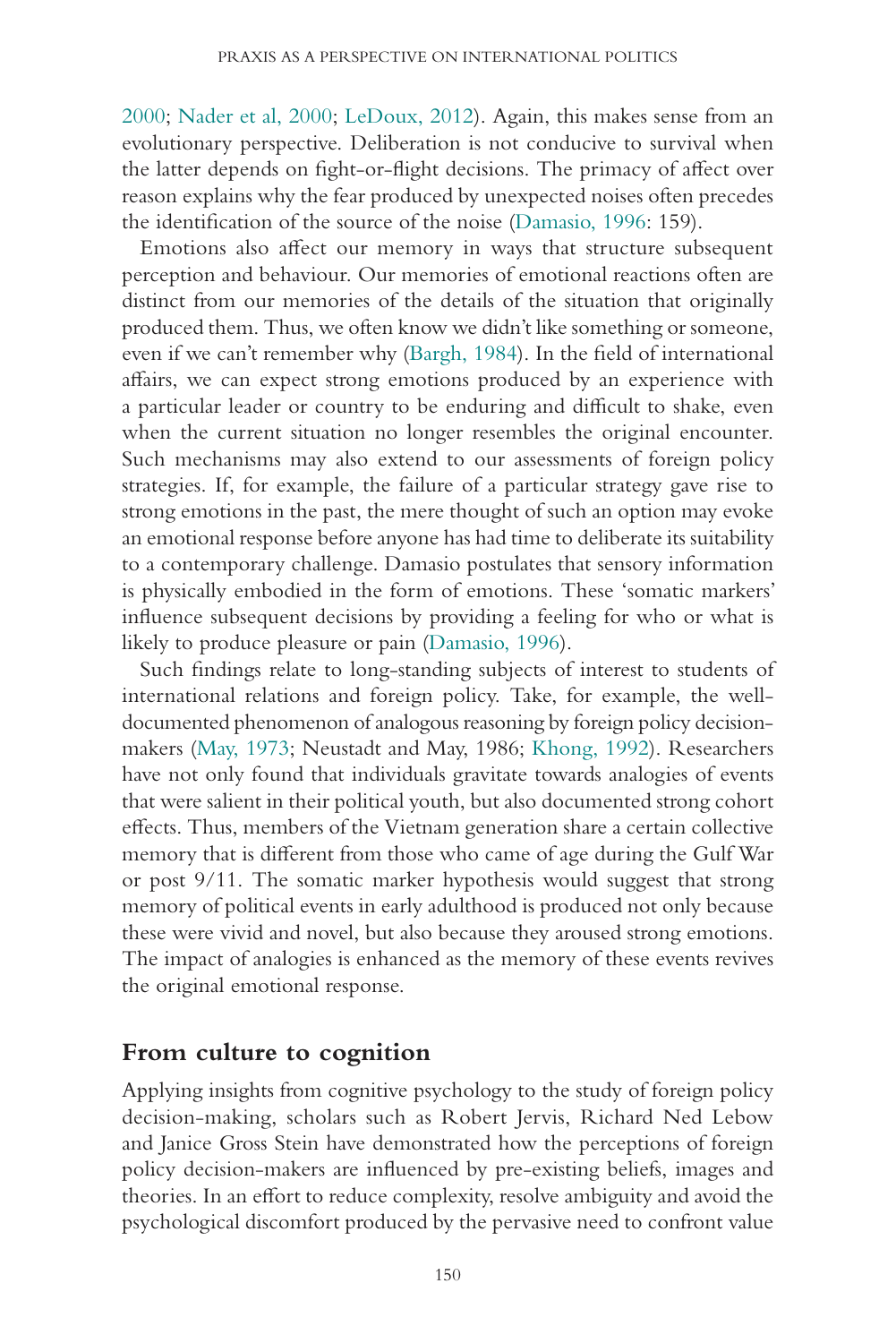2000; Nader et al, 2000; LeDoux, 2012). Again, this makes sense from an evolutionary perspective. Deliberation is not conducive to survival when the latter depends on fight-or-flight decisions. The primacy of affect over reason explains why the fear produced by unexpected noises often precedes the identification of the source of the noise (Damasio, 1996: 159).

Emotions also affect our memory in ways that structure subsequent perception and behaviour. Our memories of emotional reactions often are distinct from our memories of the details of the situation that originally produced them. Thus, we often know we didn't like something or someone, even if we can't remember why (Bargh, 1984). In the field of international affairs, we can expect strong emotions produced by an experience with a particular leader or country to be enduring and difficult to shake, even when the current situation no longer resembles the original encounter. Such mechanisms may also extend to our assessments of foreign policy strategies. If, for example, the failure of a particular strategy gave rise to strong emotions in the past, the mere thought of such an option may evoke an emotional response before anyone has had time to deliberate its suitability to a contemporary challenge. Damasio postulates that sensory information is physically embodied in the form of emotions. These 'somatic markers' influence subsequent decisions by providing a feeling for who or what is likely to produce pleasure or pain (Damasio, 1996).

Such findings relate to long-standing subjects of interest to students of international relations and foreign policy. Take, for example, the well-documented phenomenon of analogous reasoning by foreign policy decision-makers (May, 1973; Neustadt and May, 1986; Khong, 1992). Researchers have not only found that individuals gravitate towards analogies of events that were salient in their political youth, but also documented strong cohort effects. Thus, members of the Vietnam generation share a certain collective memory that is different from those who came of age during the Gulf War or post 9/11. The somatic marker hypothesis would suggest that strong memory of political events in early adulthood is produced not only because these were vivid and novel, but also because they aroused strong emotions. The impact of analogies is enhanced as the memory of these events revives the original emotional response.

## From culture to cognition

Applying insights from cognitive psychology to the study of foreign policy decision-making, scholars such as Robert Jervis, Richard Ned Lebow and Janice Gross Stein have demonstrated how the perceptions of foreign policy decision-makers are influenced by pre-existing beliefs, images and theories. In an effort to reduce complexity, resolve ambiguity and avoid the psychological discomfort produced by the pervasive need to confront value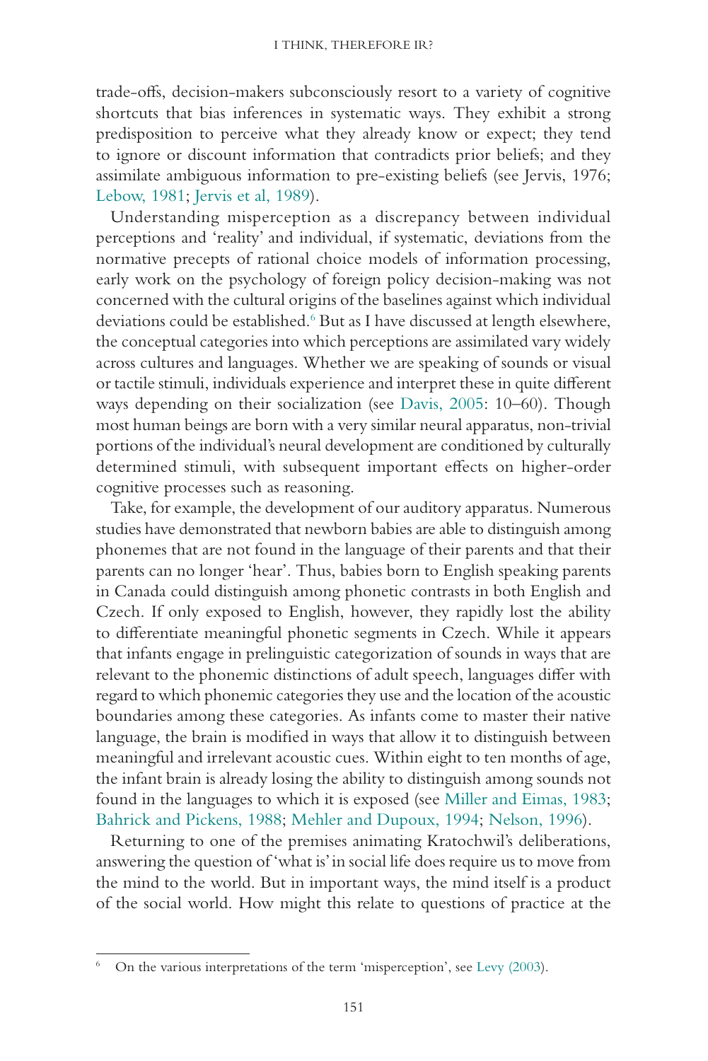trade-offs, decision-makers subconsciously resort to a variety of cognitive shortcuts that bias inferences in systematic ways. They exhibit a strong predisposition to perceive what they already know or expect; they tend to ignore or discount information that contradicts prior beliefs; and they assimilate ambiguous information to pre-existing beliefs (see Jervis, 1976; Lebow, 1981; Jervis et al, 1989).

Understanding misperception as a discrepancy between individual perceptions and 'reality' and individual, if systematic, deviations from the normative precepts of rational choice models of information processing, early work on the psychology of foreign policy decision-making was not concerned with the cultural origins of the baselines against which individual deviations could be established.[6] But as I have discussed at length elsewhere, the conceptual categories into which perceptions are assimilated vary widely across cultures and languages. Whether we are speaking of sounds or visual or tactile stimuli, individuals experience and interpret these in quite different ways depending on their socialization (see Davis, 2005: 10–60). Though most human beings are born with a very similar neural apparatus, non-trivial portions of the individual's neural development are conditioned by culturally determined stimuli, with subsequent important effects on higher-order cognitive processes such as reasoning.

Take, for example, the development of our auditory apparatus. Numerous studies have demonstrated that newborn babies are able to distinguish among phonemes that are not found in the language of their parents and that their parents can no longer 'hear'. Thus, babies born to English speaking parents in Canada could distinguish among phonetic contrasts in both English and Czech. If only exposed to English, however, they rapidly lost the ability to differentiate meaningful phonetic segments in Czech. While it appears that infants engage in prelinguistic categorization of sounds in ways that are relevant to the phonemic distinctions of adult speech, languages differ with regard to which phonemic categories they use and the location of the acoustic boundaries among these categories. As infants come to master their native language, the brain is modified in ways that allow it to distinguish between meaningful and irrelevant acoustic cues. Within eight to ten months of age, the infant brain is already losing the ability to distinguish among sounds not found in the languages to which it is exposed (see Miller and Eimas, 1983; Bahrick and Pickens, 1988; Mehler and Dupoux, 1994; Nelson, 1996).

Returning to one of the premises animating Kratochwil's deliberations, answering the question of 'what is' in social life does require us to move from the mind to the world. But in important ways, the mind itself is a product of the social world. How might this relate to questions of practice at the

[6] On the various interpretations of the term 'misperception', see Levy (2003).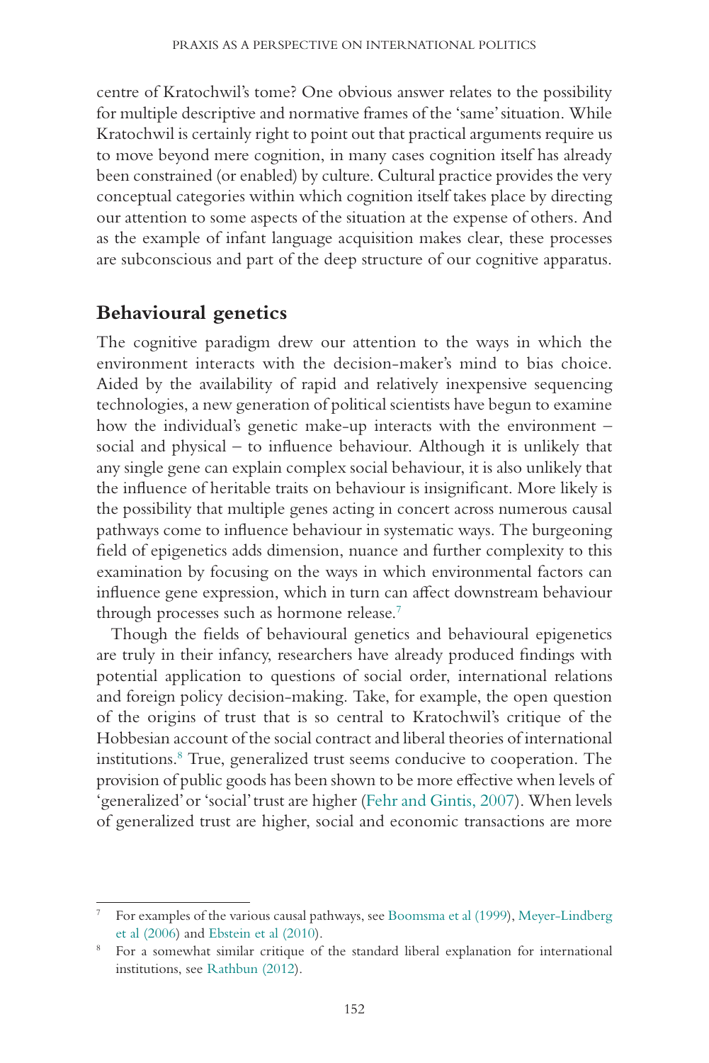centre of Kratochwil's tome? One obvious answer relates to the possibility for multiple descriptive and normative frames of the 'same' situation. While Kratochwil is certainly right to point out that practical arguments require us to move beyond mere cognition, in many cases cognition itself has already been constrained (or enabled) by culture. Cultural practice provides the very conceptual categories within which cognition itself takes place by directing our attention to some aspects of the situation at the expense of others. And as the example of infant language acquisition makes clear, these processes are subconscious and part of the deep structure of our cognitive apparatus.

## Behavioural genetics

The cognitive paradigm drew our attention to the ways in which the environment interacts with the decision-maker's mind to bias choice. Aided by the availability of rapid and relatively inexpensive sequencing technologies, a new generation of political scientists have begun to examine how the individual's genetic make-up interacts with the environment – social and physical – to influence behaviour. Although it is unlikely that any single gene can explain complex social behaviour, it is also unlikely that the influence of heritable traits on behaviour is insignificant. More likely is the possibility that multiple genes acting in concert across numerous causal pathways come to influence behaviour in systematic ways. The burgeoning field of epigenetics adds dimension, nuance and further complexity to this examination by focusing on the ways in which environmental factors can influence gene expression, which in turn can affect downstream behaviour through processes such as hormone release.[7]

Though the fields of behavioural genetics and behavioural epigenetics are truly in their infancy, researchers have already produced findings with potential application to questions of social order, international relations and foreign policy decision-making. Take, for example, the open question of the origins of trust that is so central to Kratochwil's critique of the Hobbesian account of the social contract and liberal theories of international institutions.[8] True, generalized trust seems conducive to cooperation. The provision of public goods has been shown to be more effective when levels of 'generalized' or 'social' trust are higher (Fehr and Gintis, 2007). When levels of generalized trust are higher, social and economic transactions are more

---

[7] For examples of the various causal pathways, see Boomsma et al (1999), Meyer-Lindberg et al (2006) and Ebstein et al (2010).

[8] For a somewhat similar critique of the standard liberal explanation for international institutions, see Rathbun (2012).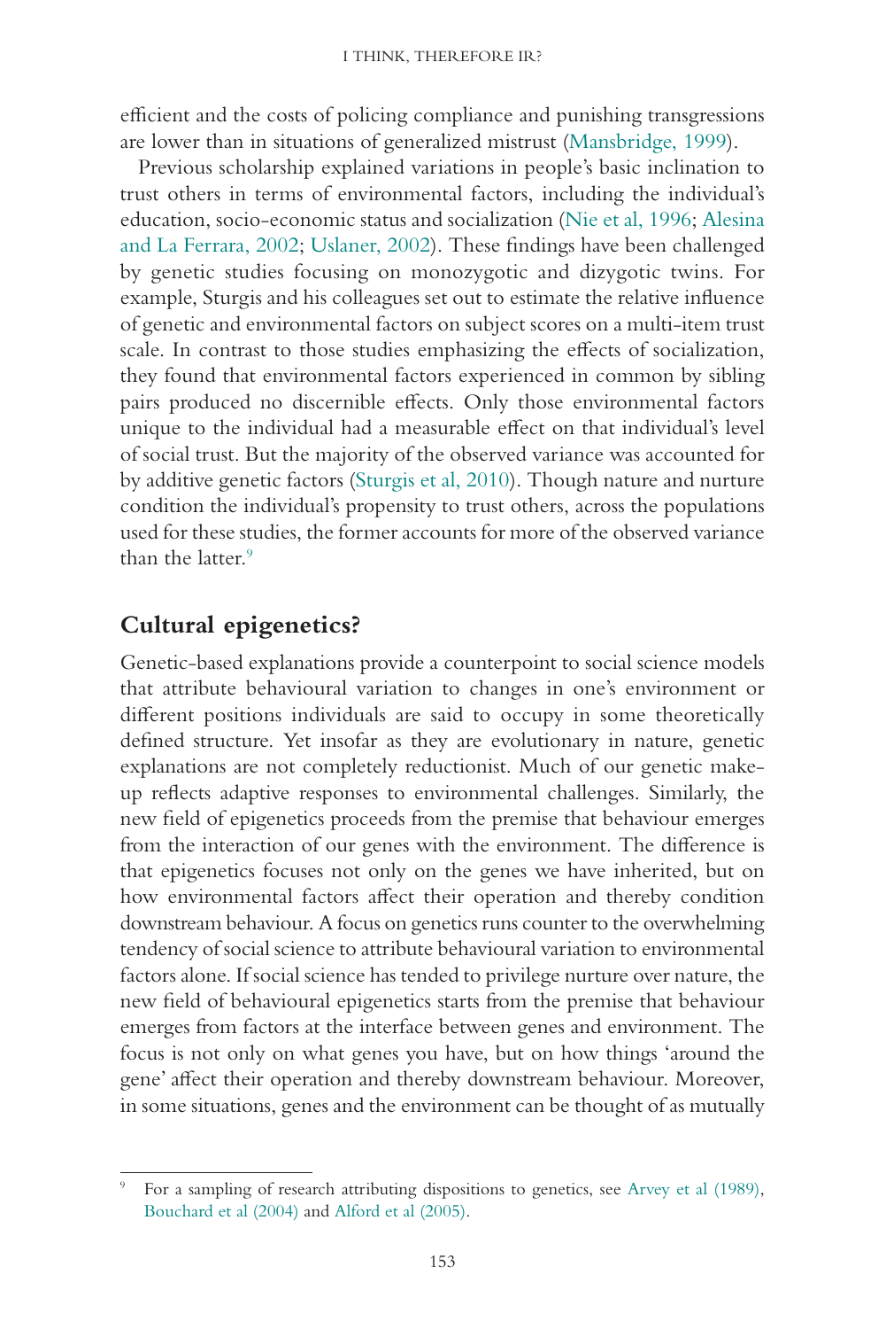efficient and the costs of policing compliance and punishing transgressions are lower than in situations of generalized mistrust (Mansbridge, 1999).

Previous scholarship explained variations in people's basic inclination to trust others in terms of environmental factors, including the individual's education, socio-economic status and socialization (Nie et al, 1996; Alesina and La Ferrara, 2002; Uslaner, 2002). These findings have been challenged by genetic studies focusing on monozygotic and dizygotic twins. For example, Sturgis and his colleagues set out to estimate the relative influence of genetic and environmental factors on subject scores on a multi-item trust scale. In contrast to those studies emphasizing the effects of socialization, they found that environmental factors experienced in common by sibling pairs produced no discernible effects. Only those environmental factors unique to the individual had a measurable effect on that individual's level of social trust. But the majority of the observed variance was accounted for by additive genetic factors (Sturgis et al, 2010). Though nature and nurture condition the individual's propensity to trust others, across the populations used for these studies, the former accounts for more of the observed variance than the latter.[9]

## Cultural epigenetics?

Genetic-based explanations provide a counterpoint to social science models that attribute behavioural variation to changes in one's environment or different positions individuals are said to occupy in some theoretically defined structure. Yet insofar as they are evolutionary in nature, genetic explanations are not completely reductionist. Much of our genetic make-up reflects adaptive responses to environmental challenges. Similarly, the new field of epigenetics proceeds from the premise that behaviour emerges from the interaction of our genes with the environment. The difference is that epigenetics focuses not only on the genes we have inherited, but on how environmental factors affect their operation and thereby condition downstream behaviour. A focus on genetics runs counter to the overwhelming tendency of social science to attribute behavioural variation to environmental factors alone. If social science has tended to privilege nurture over nature, the new field of behavioural epigenetics starts from the premise that behaviour emerges from factors at the interface between genes and environment. The focus is not only on what genes you have, but on how things 'around the gene' affect their operation and thereby downstream behaviour. Moreover, in some situations, genes and the environment can be thought of as mutually

[9] For a sampling of research attributing dispositions to genetics, see Arvey et al (1989), Bouchard et al (2004) and Alford et al (2005).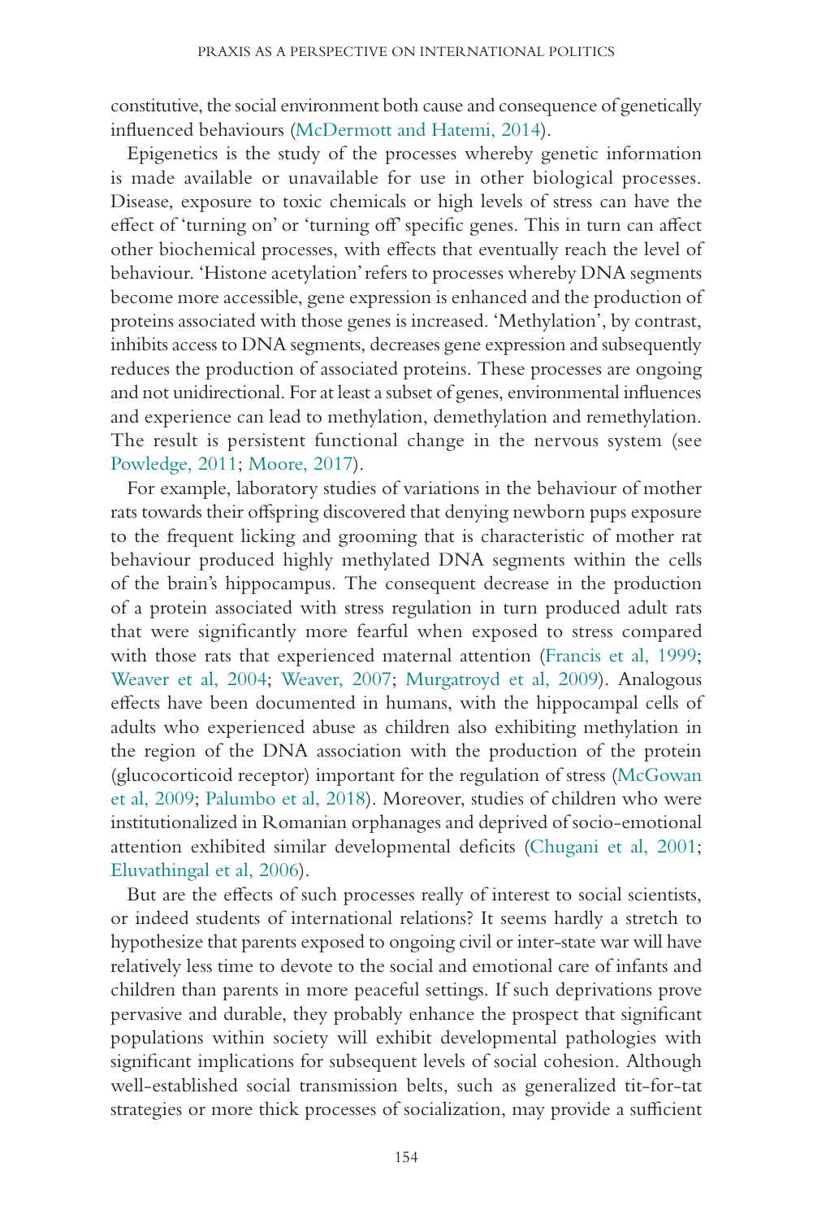constitutive, the social environment both cause and consequence of genetically influenced behaviours (McDermott and Hatemi, 2014).

Epigenetics is the study of the processes whereby genetic information is made available or unavailable for use in other biological processes. Disease, exposure to toxic chemicals or high levels of stress can have the effect of 'turning on' or 'turning off' specific genes. This in turn can affect other biochemical processes, with effects that eventually reach the level of behaviour. 'Histone acetylation' refers to processes whereby DNA segments become more accessible, gene expression is enhanced and the production of proteins associated with those genes is increased. 'Methylation', by contrast, inhibits access to DNA segments, decreases gene expression and subsequently reduces the production of associated proteins. These processes are ongoing and not unidirectional. For at least a subset of genes, environmental influences and experience can lead to methylation, demethylation and remethylation. The result is persistent functional change in the nervous system (see Powledge, 2011; Moore, 2017).

For example, laboratory studies of variations in the behaviour of mother rats towards their offspring discovered that denying newborn pups exposure to the frequent licking and grooming that is characteristic of mother rat behaviour produced highly methylated DNA segments within the cells of the brain's hippocampus. The consequent decrease in the production of a protein associated with stress regulation in turn produced adult rats that were significantly more fearful when exposed to stress compared with those rats that experienced maternal attention (Francis et al, 1999; Weaver et al, 2004; Weaver, 2007; Murgatroyd et al, 2009). Analogous effects have been documented in humans, with the hippocampal cells of adults who experienced abuse as children also exhibiting methylation in the region of the DNA association with the production of the protein (glucocorticoid receptor) important for the regulation of stress (McGowan et al, 2009; Palumbo et al, 2018). Moreover, studies of children who were institutionalized in Romanian orphanages and deprived of socio-emotional attention exhibited similar developmental deficits (Chugani et al, 2001; Eluvathingal et al, 2006).

But are the effects of such processes really of interest to social scientists, or indeed students of international relations? It seems hardly a stretch to hypothesize that parents exposed to ongoing civil or inter-state war will have relatively less time to devote to the social and emotional care of infants and children than parents in more peaceful settings. If such deprivations prove pervasive and durable, they probably enhance the prospect that significant populations within society will exhibit developmental pathologies with significant implications for subsequent levels of social cohesion. Although well-established social transmission belts, such as generalized tit-for-tat strategies or more thick processes of socialization, may provide a sufficient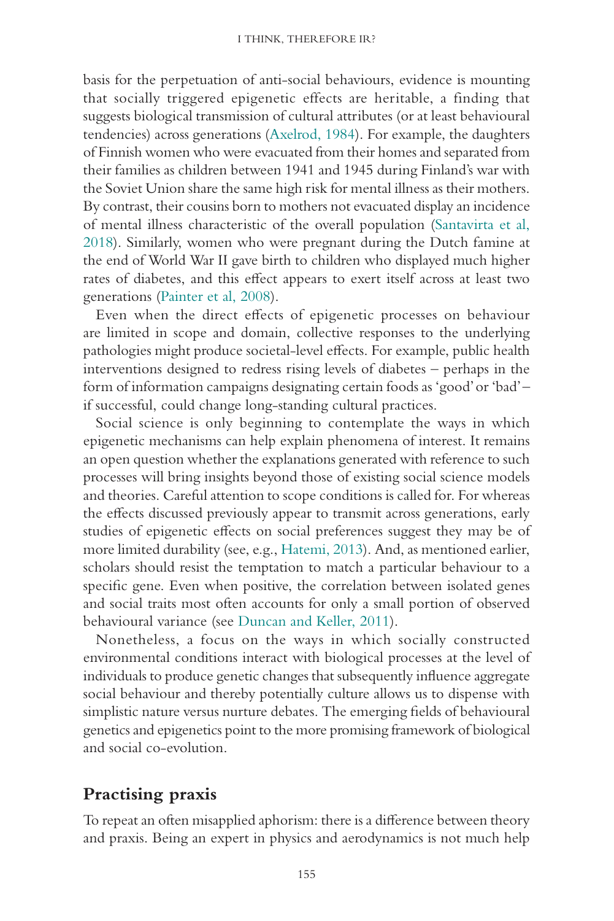basis for the perpetuation of anti-social behaviours, evidence is mounting that socially triggered epigenetic effects are heritable, a finding that suggests biological transmission of cultural attributes (or at least behavioural tendencies) across generations (Axelrod, 1984). For example, the daughters of Finnish women who were evacuated from their homes and separated from their families as children between 1941 and 1945 during Finland's war with the Soviet Union share the same high risk for mental illness as their mothers. By contrast, their cousins born to mothers not evacuated display an incidence of mental illness characteristic of the overall population (Santavirta et al, 2018). Similarly, women who were pregnant during the Dutch famine at the end of World War II gave birth to children who displayed much higher rates of diabetes, and this effect appears to exert itself across at least two generations (Painter et al, 2008).

Even when the direct effects of epigenetic processes on behaviour are limited in scope and domain, collective responses to the underlying pathologies might produce societal-level effects. For example, public health interventions designed to redress rising levels of diabetes – perhaps in the form of information campaigns designating certain foods as 'good' or 'bad' – if successful, could change long-standing cultural practices.

Social science is only beginning to contemplate the ways in which epigenetic mechanisms can help explain phenomena of interest. It remains an open question whether the explanations generated with reference to such processes will bring insights beyond those of existing social science models and theories. Careful attention to scope conditions is called for. For whereas the effects discussed previously appear to transmit across generations, early studies of epigenetic effects on social preferences suggest they may be of more limited durability (see, e.g., Hatemi, 2013). And, as mentioned earlier, scholars should resist the temptation to match a particular behaviour to a specific gene. Even when positive, the correlation between isolated genes and social traits most often accounts for only a small portion of observed behavioural variance (see Duncan and Keller, 2011).

Nonetheless, a focus on the ways in which socially constructed environmental conditions interact with biological processes at the level of individuals to produce genetic changes that subsequently influence aggregate social behaviour and thereby potentially culture allows us to dispense with simplistic nature versus nurture debates. The emerging fields of behavioural genetics and epigenetics point to the more promising framework of biological and social co-evolution.

## Practising praxis

To repeat an often misapplied aphorism: there is a difference between theory and praxis. Being an expert in physics and aerodynamics is not much help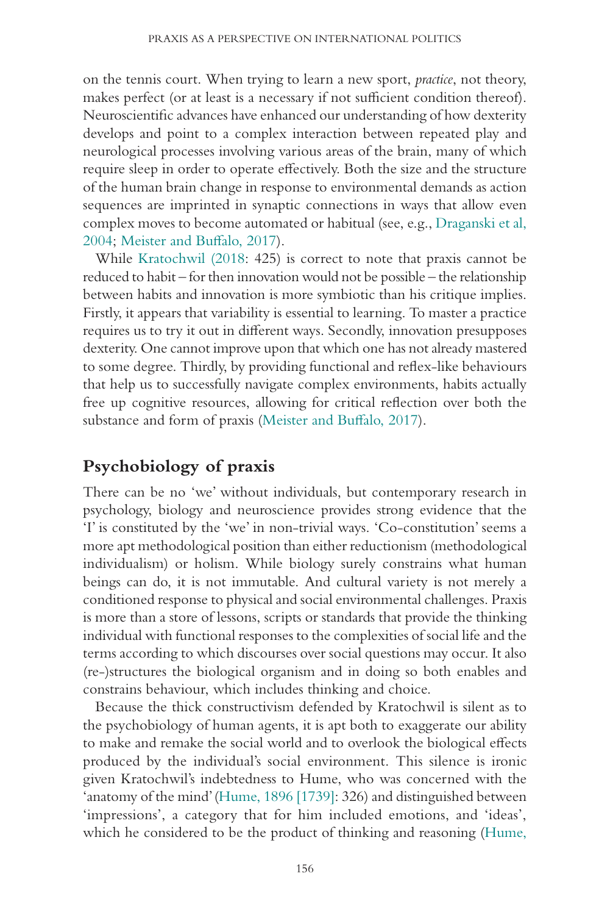on the tennis court. When trying to learn a new sport, *practice*, not theory, makes perfect (or at least is a necessary if not sufficient condition thereof). Neuroscientific advances have enhanced our understanding of how dexterity develops and point to a complex interaction between repeated play and neurological processes involving various areas of the brain, many of which require sleep in order to operate effectively. Both the size and the structure of the human brain change in response to environmental demands as action sequences are imprinted in synaptic connections in ways that allow even complex moves to become automated or habitual (see, e.g., Draganski et al, 2004; Meister and Buffalo, 2017).

While Kratochwil (2018: 425) is correct to note that praxis cannot be reduced to habit – for then innovation would not be possible – the relationship between habits and innovation is more symbiotic than his critique implies. Firstly, it appears that variability is essential to learning. To master a practice requires us to try it out in different ways. Secondly, innovation presupposes dexterity. One cannot improve upon that which one has not already mastered to some degree. Thirdly, by providing functional and reflex-like behaviours that help us to successfully navigate complex environments, habits actually free up cognitive resources, allowing for critical reflection over both the substance and form of praxis (Meister and Buffalo, 2017).

## Psychobiology of praxis

There can be no 'we' without individuals, but contemporary research in psychology, biology and neuroscience provides strong evidence that the 'I' is constituted by the 'we' in non-trivial ways. 'Co-constitution' seems a more apt methodological position than either reductionism (methodological individualism) or holism. While biology surely constrains what human beings can do, it is not immutable. And cultural variety is not merely a conditioned response to physical and social environmental challenges. Praxis is more than a store of lessons, scripts or standards that provide the thinking individual with functional responses to the complexities of social life and the terms according to which discourses over social questions may occur. It also (re-)structures the biological organism and in doing so both enables and constrains behaviour, which includes thinking and choice.

Because the thick constructivism defended by Kratochwil is silent as to the psychobiology of human agents, it is apt both to exaggerate our ability to make and remake the social world and to overlook the biological effects produced by the individual's social environment. This silence is ironic given Kratochwil's indebtedness to Hume, who was concerned with the 'anatomy of the mind' (Hume, 1896 [1739]: 326) and distinguished between 'impressions', a category that for him included emotions, and 'ideas', which he considered to be the product of thinking and reasoning (Hume,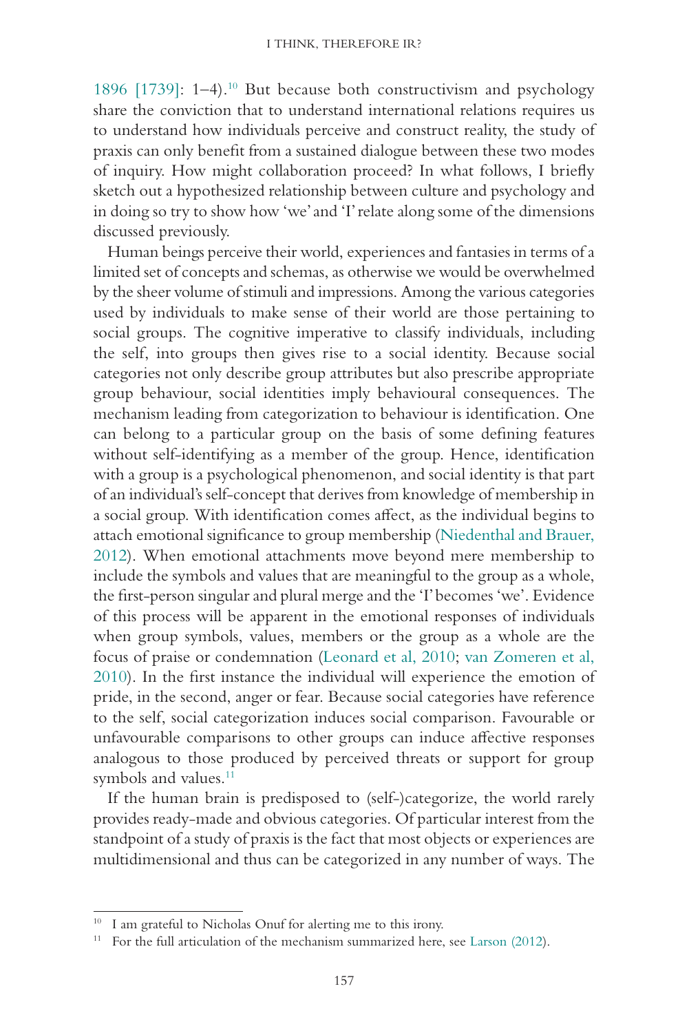1896 [1739]: 1–4).[10] But because both constructivism and psychology share the conviction that to understand international relations requires us to understand how individuals perceive and construct reality, the study of praxis can only benefit from a sustained dialogue between these two modes of inquiry. How might collaboration proceed? In what follows, I briefly sketch out a hypothesized relationship between culture and psychology and in doing so try to show how 'we' and 'I' relate along some of the dimensions discussed previously.

Human beings perceive their world, experiences and fantasies in terms of a limited set of concepts and schemas, as otherwise we would be overwhelmed by the sheer volume of stimuli and impressions. Among the various categories used by individuals to make sense of their world are those pertaining to social groups. The cognitive imperative to classify individuals, including the self, into groups then gives rise to a social identity. Because social categories not only describe group attributes but also prescribe appropriate group behaviour, social identities imply behavioural consequences. The mechanism leading from categorization to behaviour is identification. One can belong to a particular group on the basis of some defining features without self-identifying as a member of the group. Hence, identification with a group is a psychological phenomenon, and social identity is that part of an individual's self-concept that derives from knowledge of membership in a social group. With identification comes affect, as the individual begins to attach emotional significance to group membership (Niedenthal and Brauer, 2012). When emotional attachments move beyond mere membership to include the symbols and values that are meaningful to the group as a whole, the first-person singular and plural merge and the 'I' becomes 'we'. Evidence of this process will be apparent in the emotional responses of individuals when group symbols, values, members or the group as a whole are the focus of praise or condemnation (Leonard et al, 2010; van Zomeren et al, 2010). In the first instance the individual will experience the emotion of pride, in the second, anger or fear. Because social categories have reference to the self, social categorization induces social comparison. Favourable or unfavourable comparisons to other groups can induce affective responses analogous to those produced by perceived threats or support for group symbols and values.[11]

If the human brain is predisposed to (self-)categorize, the world rarely provides ready-made and obvious categories. Of particular interest from the standpoint of a study of praxis is the fact that most objects or experiences are multidimensional and thus can be categorized in any number of ways. The

---

[10] I am grateful to Nicholas Onuf for alerting me to this irony.

[11] For the full articulation of the mechanism summarized here, see Larson (2012).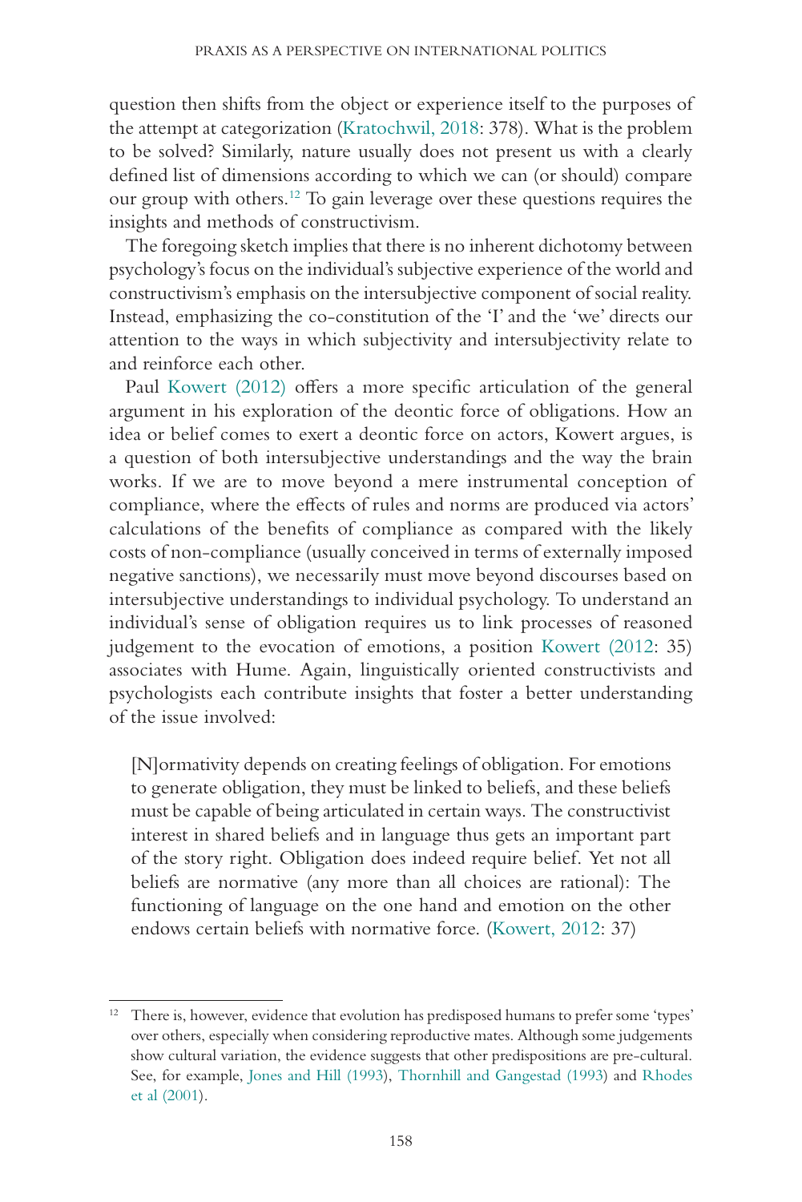question then shifts from the object or experience itself to the purposes of the attempt at categorization (Kratochwil, 2018: 378). What is the problem to be solved? Similarly, nature usually does not present us with a clearly defined list of dimensions according to which we can (or should) compare our group with others.[12] To gain leverage over these questions requires the insights and methods of constructivism.

The foregoing sketch implies that there is no inherent dichotomy between psychology's focus on the individual's subjective experience of the world and constructivism's emphasis on the intersubjective component of social reality. Instead, emphasizing the co-constitution of the 'I' and the 'we' directs our attention to the ways in which subjectivity and intersubjectivity relate to and reinforce each other.

Paul Kowert (2012) offers a more specific articulation of the general argument in his exploration of the deontic force of obligations. How an idea or belief comes to exert a deontic force on actors, Kowert argues, is a question of both intersubjective understandings and the way the brain works. If we are to move beyond a mere instrumental conception of compliance, where the effects of rules and norms are produced via actors' calculations of the benefits of compliance as compared with the likely costs of non-compliance (usually conceived in terms of externally imposed negative sanctions), we necessarily must move beyond discourses based on intersubjective understandings to individual psychology. To understand an individual's sense of obligation requires us to link processes of reasoned judgement to the evocation of emotions, a position Kowert (2012: 35) associates with Hume. Again, linguistically oriented constructivists and psychologists each contribute insights that foster a better understanding of the issue involved:

> [N]ormativity depends on creating feelings of obligation. For emotions to generate obligation, they must be linked to beliefs, and these beliefs must be capable of being articulated in certain ways. The constructivist interest in shared beliefs and in language thus gets an important part of the story right. Obligation does indeed require belief. Yet not all beliefs are normative (any more than all choices are rational): The functioning of language on the one hand and emotion on the other endows certain beliefs with normative force. (Kowert, 2012: 37)

---

[12] There is, however, evidence that evolution has predisposed humans to prefer some 'types' over others, especially when considering reproductive mates. Although some judgements show cultural variation, the evidence suggests that other predispositions are pre-cultural. See, for example, Jones and Hill (1993), Thornhill and Gangestad (1993) and Rhodes et al (2001).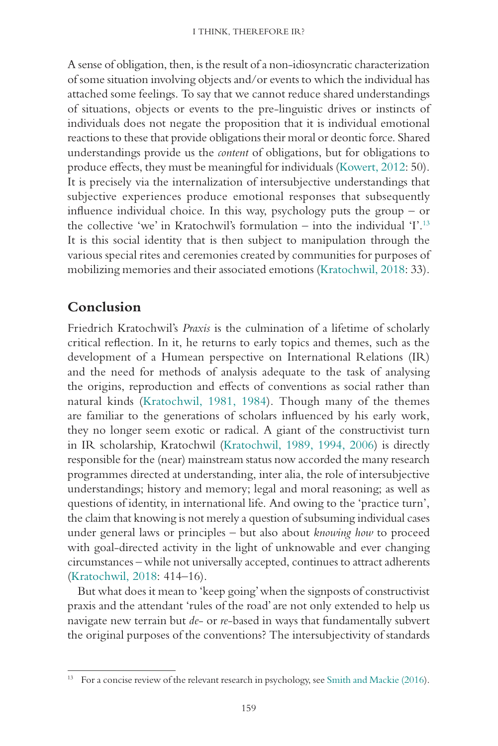A sense of obligation, then, is the result of a non-idiosyncratic characterization of some situation involving objects and/or events to which the individual has attached some feelings. To say that we cannot reduce shared understandings of situations, objects or events to the pre-linguistic drives or instincts of individuals does not negate the proposition that it is individual emotional reactions to these that provide obligations their moral or deontic force. Shared understandings provide us the *content* of obligations, but for obligations to produce effects, they must be meaningful for individuals (Kowert, 2012: 50). It is precisely via the internalization of intersubjective understandings that subjective experiences produce emotional responses that subsequently influence individual choice. In this way, psychology puts the group – or the collective 'we' in Kratochwil's formulation – into the individual 'I'.[13] It is this social identity that is then subject to manipulation through the various special rites and ceremonies created by communities for purposes of mobilizing memories and their associated emotions (Kratochwil, 2018: 33).

## Conclusion

Friedrich Kratochwil's *Praxis* is the culmination of a lifetime of scholarly critical reflection. In it, he returns to early topics and themes, such as the development of a Humean perspective on International Relations (IR) and the need for methods of analysis adequate to the task of analysing the origins, reproduction and effects of conventions as social rather than natural kinds (Kratochwil, 1981, 1984). Though many of the themes are familiar to the generations of scholars influenced by his early work, they no longer seem exotic or radical. A giant of the constructivist turn in IR scholarship, Kratochwil (Kratochwil, 1989, 1994, 2006) is directly responsible for the (near) mainstream status now accorded the many research programmes directed at understanding, inter alia, the role of intersubjective understandings; history and memory; legal and moral reasoning; as well as questions of identity, in international life. And owing to the 'practice turn', the claim that knowing is not merely a question of subsuming individual cases under general laws or principles – but also about *knowing how* to proceed with goal-directed activity in the light of unknowable and ever changing circumstances – while not universally accepted, continues to attract adherents (Kratochwil, 2018: 414–16).

But what does it mean to 'keep going' when the signposts of constructivist praxis and the attendant 'rules of the road' are not only extended to help us navigate new terrain but *de-* or *re-*based in ways that fundamentally subvert the original purposes of the conventions? The intersubjectivity of standards

[13] For a concise review of the relevant research in psychology, see Smith and Mackie (2016).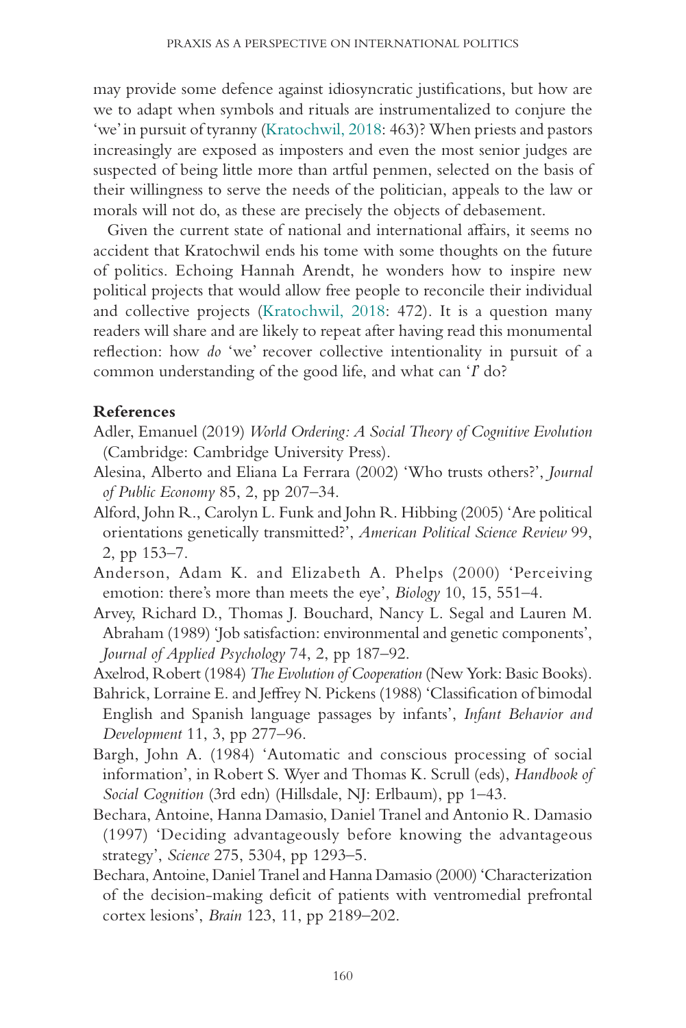may provide some defence against idiosyncratic justifications, but how are we to adapt when symbols and rituals are instrumentalized to conjure the 'we' in pursuit of tyranny (Kratochwil, 2018: 463)? When priests and pastors increasingly are exposed as imposters and even the most senior judges are suspected of being little more than artful penmen, selected on the basis of their willingness to serve the needs of the politician, appeals to the law or morals will not do, as these are precisely the objects of debasement.

Given the current state of national and international affairs, it seems no accident that Kratochwil ends his tome with some thoughts on the future of politics. Echoing Hannah Arendt, he wonders how to inspire new political projects that would allow free people to reconcile their individual and collective projects (Kratochwil, 2018: 472). It is a question many readers will share and are likely to repeat after having read this monumental reflection: how *do* 'we' recover collective intentionality in pursuit of a common understanding of the good life, and what can '*I*' do?

## References

Adler, Emanuel (2019) *World Ordering: A Social Theory of Cognitive Evolution* (Cambridge: Cambridge University Press).

Alesina, Alberto and Eliana La Ferrara (2002) 'Who trusts others?', *Journal of Public Economy* 85, 2, pp 207–34.

Alford, John R., Carolyn L. Funk and John R. Hibbing (2005) 'Are political orientations genetically transmitted?', *American Political Science Review* 99, 2, pp 153–7.

Anderson, Adam K. and Elizabeth A. Phelps (2000) 'Perceiving emotion: there's more than meets the eye', *Biology* 10, 15, 551–4.

Arvey, Richard D., Thomas J. Bouchard, Nancy L. Segal and Lauren M. Abraham (1989) 'Job satisfaction: environmental and genetic components', *Journal of Applied Psychology* 74, 2, pp 187–92.

Axelrod, Robert (1984) *The Evolution of Cooperation* (New York: Basic Books).

Bahrick, Lorraine E. and Jeffrey N. Pickens (1988) 'Classification of bimodal English and Spanish language passages by infants', *Infant Behavior and Development* 11, 3, pp 277–96.

Bargh, John A. (1984) 'Automatic and conscious processing of social information', in Robert S. Wyer and Thomas K. Scrull (eds), *Handbook of Social Cognition* (3rd edn) (Hillsdale, NJ: Erlbaum), pp 1–43.

Bechara, Antoine, Hanna Damasio, Daniel Tranel and Antonio R. Damasio (1997) 'Deciding advantageously before knowing the advantageous strategy', *Science* 275, 5304, pp 1293–5.

Bechara, Antoine, Daniel Tranel and Hanna Damasio (2000) 'Characterization of the decision-making deficit of patients with ventromedial prefrontal cortex lesions', *Brain* 123, 11, pp 2189–202.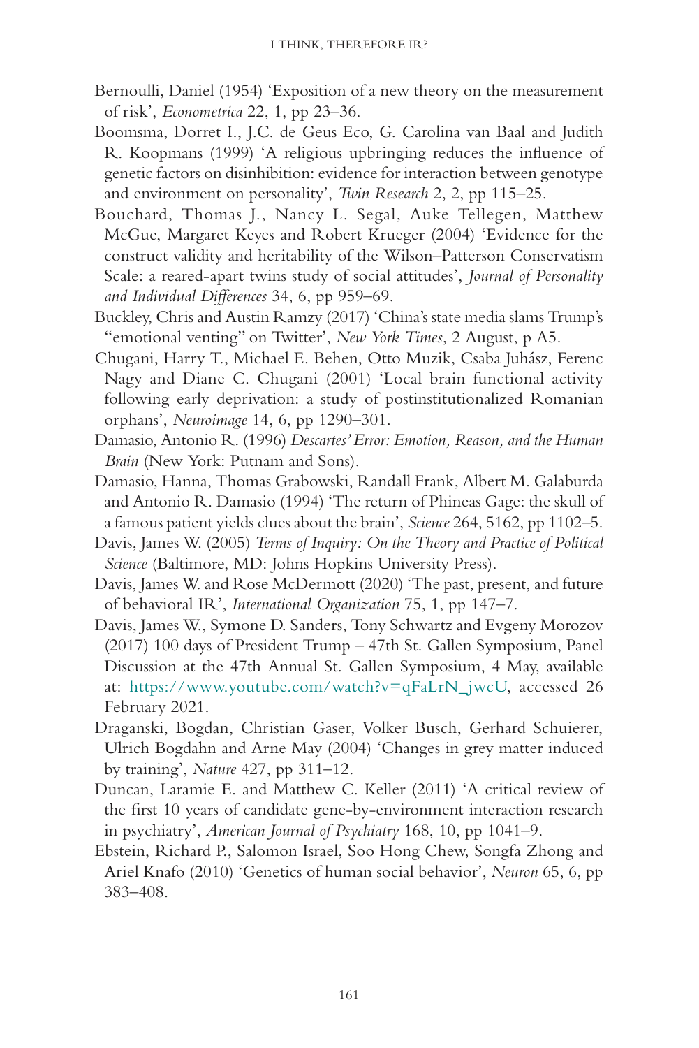Bernoulli, Daniel (1954) 'Exposition of a new theory on the measurement of risk', *Econometrica* 22, 1, pp 23–36.

Boomsma, Dorret I., J.C. de Geus Eco, G. Carolina van Baal and Judith R. Koopmans (1999) 'A religious upbringing reduces the influence of genetic factors on disinhibition: evidence for interaction between genotype and environment on personality', *Twin Research* 2, 2, pp 115–25.

Bouchard, Thomas J., Nancy L. Segal, Auke Tellegen, Matthew McGue, Margaret Keyes and Robert Krueger (2004) 'Evidence for the construct validity and heritability of the Wilson–Patterson Conservatism Scale: a reared-apart twins study of social attitudes', *Journal of Personality and Individual Differences* 34, 6, pp 959–69.

Buckley, Chris and Austin Ramzy (2017) 'China's state media slams Trump's "emotional venting" on Twitter', *New York Times*, 2 August, p A5.

Chugani, Harry T., Michael E. Behen, Otto Muzik, Csaba Juhász, Ferenc Nagy and Diane C. Chugani (2001) 'Local brain functional activity following early deprivation: a study of postinstitutionalized Romanian orphans', *Neuroimage* 14, 6, pp 1290–301.

Damasio, Antonio R. (1996) *Descartes' Error: Emotion, Reason, and the Human Brain* (New York: Putnam and Sons).

Damasio, Hanna, Thomas Grabowski, Randall Frank, Albert M. Galaburda and Antonio R. Damasio (1994) 'The return of Phineas Gage: the skull of a famous patient yields clues about the brain', *Science* 264, 5162, pp 1102–5.

Davis, James W. (2005) *Terms of Inquiry: On the Theory and Practice of Political Science* (Baltimore, MD: Johns Hopkins University Press).

Davis, James W. and Rose McDermott (2020) 'The past, present, and future of behavioral IR', *International Organization* 75, 1, pp 147–7.

Davis, James W., Symone D. Sanders, Tony Schwartz and Evgeny Morozov (2017) 100 days of President Trump – 47th St. Gallen Symposium, Panel Discussion at the 47th Annual St. Gallen Symposium, 4 May, available at: https://www.youtube.com/watch?v=qFaLrN_jwcU, accessed 26 February 2021.

Draganski, Bogdan, Christian Gaser, Volker Busch, Gerhard Schuierer, Ulrich Bogdahn and Arne May (2004) 'Changes in grey matter induced by training', *Nature* 427, pp 311–12.

Duncan, Laramie E. and Matthew C. Keller (2011) 'A critical review of the first 10 years of candidate gene-by-environment interaction research in psychiatry', *American Journal of Psychiatry* 168, 10, pp 1041–9.

Ebstein, Richard P., Salomon Israel, Soo Hong Chew, Songfa Zhong and Ariel Knafo (2010) 'Genetics of human social behavior', *Neuron* 65, 6, pp 383–408.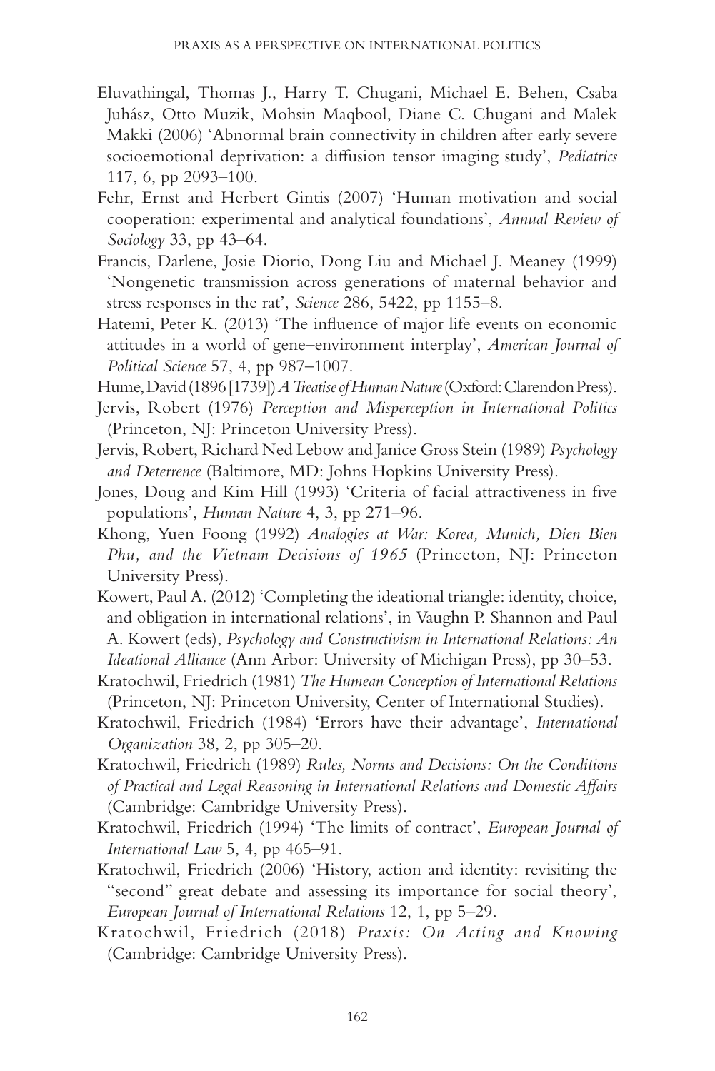Eluvathingal, Thomas J., Harry T. Chugani, Michael E. Behen, Csaba Juhász, Otto Muzik, Mohsin Maqbool, Diane C. Chugani and Malek Makki (2006) 'Abnormal brain connectivity in children after early severe socioemotional deprivation: a diffusion tensor imaging study', *Pediatrics* 117, 6, pp 2093–100.

Fehr, Ernst and Herbert Gintis (2007) 'Human motivation and social cooperation: experimental and analytical foundations', *Annual Review of Sociology* 33, pp 43–64.

Francis, Darlene, Josie Diorio, Dong Liu and Michael J. Meaney (1999) 'Nongenetic transmission across generations of maternal behavior and stress responses in the rat', *Science* 286, 5422, pp 1155–8.

Hatemi, Peter K. (2013) 'The influence of major life events on economic attitudes in a world of gene–environment interplay', *American Journal of Political Science* 57, 4, pp 987–1007.

Hume, David (1896 [1739]) *A Treatise of Human Nature* (Oxford: Clarendon Press).

Jervis, Robert (1976) *Perception and Misperception in International Politics* (Princeton, NJ: Princeton University Press).

Jervis, Robert, Richard Ned Lebow and Janice Gross Stein (1989) *Psychology and Deterrence* (Baltimore, MD: Johns Hopkins University Press).

Jones, Doug and Kim Hill (1993) 'Criteria of facial attractiveness in five populations', *Human Nature* 4, 3, pp 271–96.

Khong, Yuen Foong (1992) *Analogies at War: Korea, Munich, Dien Bien Phu, and the Vietnam Decisions of 1965* (Princeton, NJ: Princeton University Press).

Kowert, Paul A. (2012) 'Completing the ideational triangle: identity, choice, and obligation in international relations', in Vaughn P. Shannon and Paul A. Kowert (eds), *Psychology and Constructivism in International Relations: An Ideational Alliance* (Ann Arbor: University of Michigan Press), pp 30–53.

Kratochwil, Friedrich (1981) *The Humean Conception of International Relations* (Princeton, NJ: Princeton University, Center of International Studies).

Kratochwil, Friedrich (1984) 'Errors have their advantage', *International Organization* 38, 2, pp 305–20.

Kratochwil, Friedrich (1989) *Rules, Norms and Decisions: On the Conditions of Practical and Legal Reasoning in International Relations and Domestic Affairs* (Cambridge: Cambridge University Press).

Kratochwil, Friedrich (1994) 'The limits of contract', *European Journal of International Law* 5, 4, pp 465–91.

Kratochwil, Friedrich (2006) 'History, action and identity: revisiting the "second" great debate and assessing its importance for social theory', *European Journal of International Relations* 12, 1, pp 5–29.

Kratochwil, Friedrich (2018) *Praxis: On Acting and Knowing* (Cambridge: Cambridge University Press).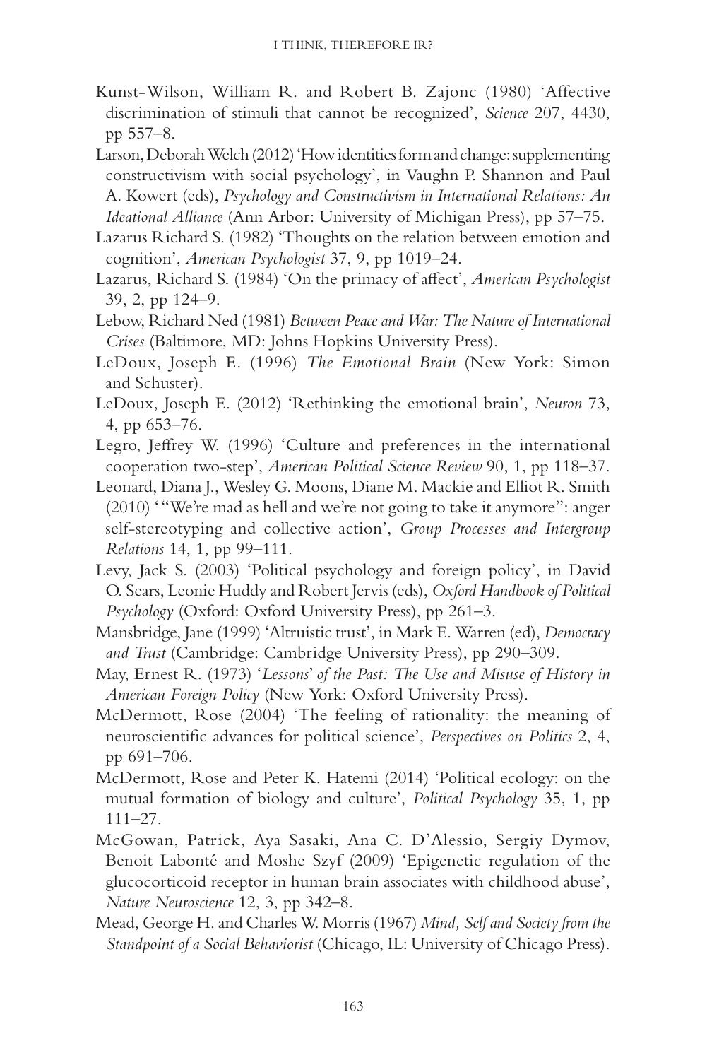Kunst-Wilson, William R. and Robert B. Zajonc (1980) 'Affective discrimination of stimuli that cannot be recognized', *Science* 207, 4430, pp 557–8.

Larson, Deborah Welch (2012) 'How identities form and change: supplementing constructivism with social psychology', in Vaughn P. Shannon and Paul A. Kowert (eds), *Psychology and Constructivism in International Relations: An Ideational Alliance* (Ann Arbor: University of Michigan Press), pp 57–75.

Lazarus Richard S. (1982) 'Thoughts on the relation between emotion and cognition', *American Psychologist* 37, 9, pp 1019–24.

Lazarus, Richard S. (1984) 'On the primacy of affect', *American Psychologist* 39, 2, pp 124–9.

Lebow, Richard Ned (1981) *Between Peace and War: The Nature of International Crises* (Baltimore, MD: Johns Hopkins University Press).

LeDoux, Joseph E. (1996) *The Emotional Brain* (New York: Simon and Schuster).

LeDoux, Joseph E. (2012) 'Rethinking the emotional brain', *Neuron* 73, 4, pp 653–76.

Legro, Jeffrey W. (1996) 'Culture and preferences in the international cooperation two-step', *American Political Science Review* 90, 1, pp 118–37.

Leonard, Diana J., Wesley G. Moons, Diane M. Mackie and Elliot R. Smith (2010) '"We're mad as hell and we're not going to take it anymore": anger self-stereotyping and collective action', *Group Processes and Intergroup Relations* 14, 1, pp 99–111.

Levy, Jack S. (2003) 'Political psychology and foreign policy', in David O. Sears, Leonie Huddy and Robert Jervis (eds), *Oxford Handbook of Political Psychology* (Oxford: Oxford University Press), pp 261–3.

Mansbridge, Jane (1999) 'Altruistic trust', in Mark E. Warren (ed), *Democracy and Trust* (Cambridge: Cambridge University Press), pp 290–309.

May, Ernest R. (1973) '*Lessons*' *of the Past: The Use and Misuse of History in American Foreign Policy* (New York: Oxford University Press).

McDermott, Rose (2004) 'The feeling of rationality: the meaning of neuroscientific advances for political science', *Perspectives on Politics* 2, 4, pp 691–706.

McDermott, Rose and Peter K. Hatemi (2014) 'Political ecology: on the mutual formation of biology and culture', *Political Psychology* 35, 1, pp 111–27.

McGowan, Patrick, Aya Sasaki, Ana C. D'Alessio, Sergiy Dymov, Benoit Labonté and Moshe Szyf (2009) 'Epigenetic regulation of the glucocorticoid receptor in human brain associates with childhood abuse', *Nature Neuroscience* 12, 3, pp 342–8.

Mead, George H. and Charles W. Morris (1967) *Mind, Self and Society from the Standpoint of a Social Behaviorist* (Chicago, IL: University of Chicago Press).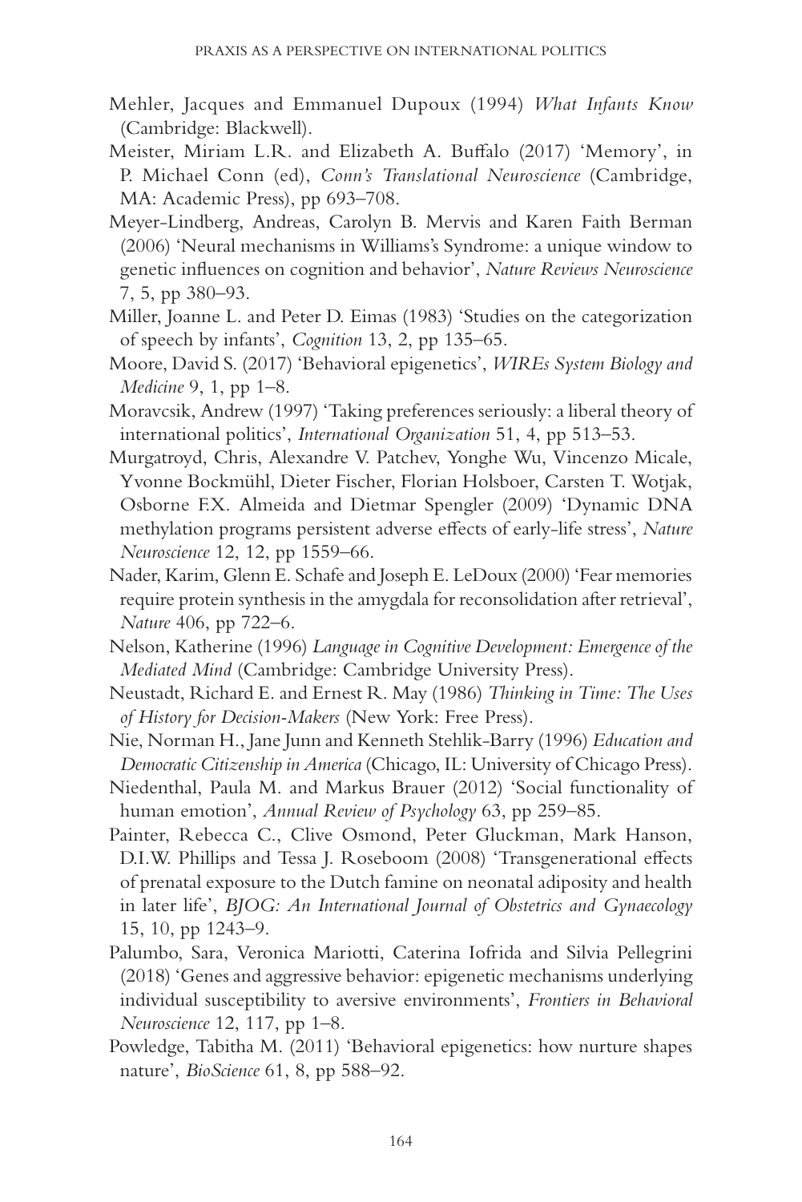Mehler, Jacques and Emmanuel Dupoux (1994) *What Infants Know* (Cambridge: Blackwell).

Meister, Miriam L.R. and Elizabeth A. Buffalo (2017) 'Memory', in P. Michael Conn (ed), *Conn's Translational Neuroscience* (Cambridge, MA: Academic Press), pp 693–708.

Meyer-Lindberg, Andreas, Carolyn B. Mervis and Karen Faith Berman (2006) 'Neural mechanisms in Williams's Syndrome: a unique window to genetic influences on cognition and behavior', *Nature Reviews Neuroscience* 7, 5, pp 380–93.

Miller, Joanne L. and Peter D. Eimas (1983) 'Studies on the categorization of speech by infants', *Cognition* 13, 2, pp 135–65.

Moore, David S. (2017) 'Behavioral epigenetics', *WIREs System Biology and Medicine* 9, 1, pp 1–8.

Moravcsik, Andrew (1997) 'Taking preferences seriously: a liberal theory of international politics', *International Organization* 51, 4, pp 513–53.

Murgatroyd, Chris, Alexandre V. Patchev, Yonghe Wu, Vincenzo Micale, Yvonne Bockmühl, Dieter Fischer, Florian Holsboer, Carsten T. Wotjak, Osborne F.X. Almeida and Dietmar Spengler (2009) 'Dynamic DNA methylation programs persistent adverse effects of early-life stress', *Nature Neuroscience* 12, 12, pp 1559–66.

Nader, Karim, Glenn E. Schafe and Joseph E. LeDoux (2000) 'Fear memories require protein synthesis in the amygdala for reconsolidation after retrieval', *Nature* 406, pp 722–6.

Nelson, Katherine (1996) *Language in Cognitive Development: Emergence of the Mediated Mind* (Cambridge: Cambridge University Press).

Neustadt, Richard E. and Ernest R. May (1986) *Thinking in Time: The Uses of History for Decision-Makers* (New York: Free Press).

Nie, Norman H., Jane Junn and Kenneth Stehlik-Barry (1996) *Education and Democratic Citizenship in America* (Chicago, IL: University of Chicago Press).

Niedenthal, Paula M. and Markus Brauer (2012) 'Social functionality of human emotion', *Annual Review of Psychology* 63, pp 259–85.

Painter, Rebecca C., Clive Osmond, Peter Gluckman, Mark Hanson, D.I.W. Phillips and Tessa J. Roseboom (2008) 'Transgenerational effects of prenatal exposure to the Dutch famine on neonatal adiposity and health in later life', *BJOG: An International Journal of Obstetrics and Gynaecology* 15, 10, pp 1243–9.

Palumbo, Sara, Veronica Mariotti, Caterina Iofrida and Silvia Pellegrini (2018) 'Genes and aggressive behavior: epigenetic mechanisms underlying individual susceptibility to aversive environments', *Frontiers in Behavioral Neuroscience* 12, 117, pp 1–8.

Powledge, Tabitha M. (2011) 'Behavioral epigenetics: how nurture shapes nature', *BioScience* 61, 8, pp 588–92.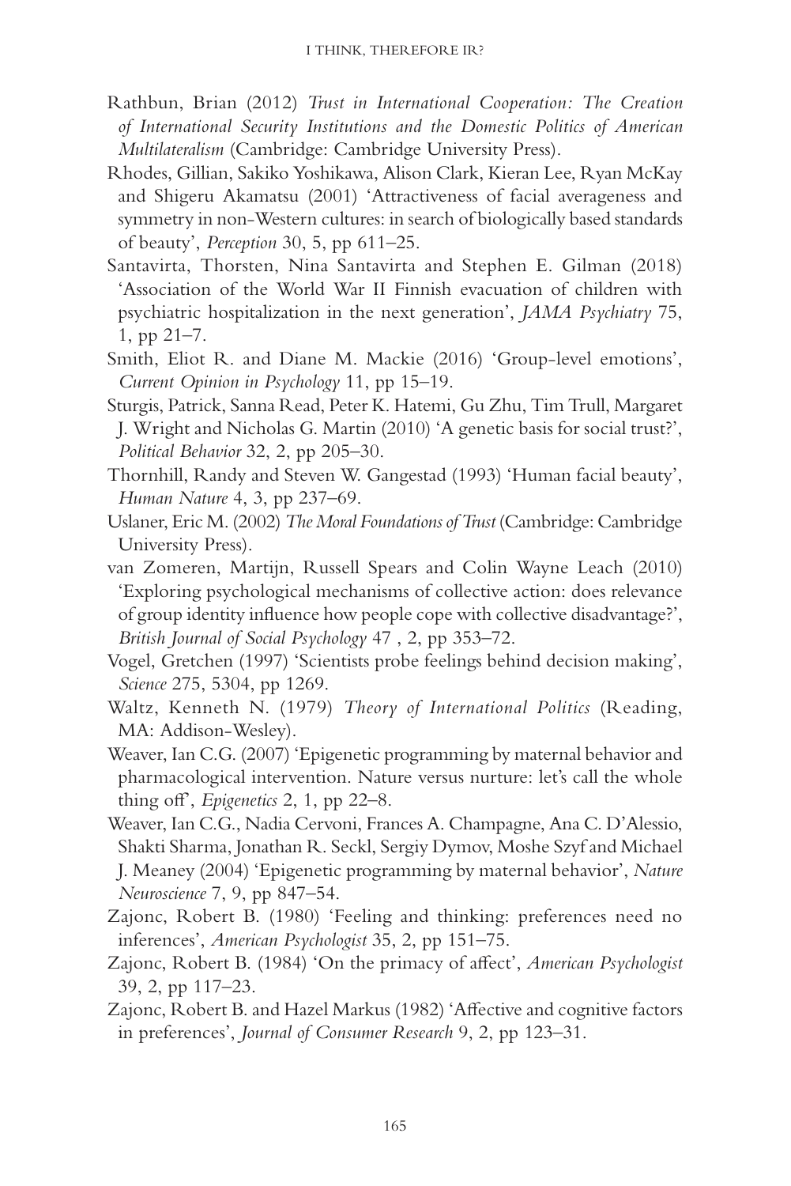Rathbun, Brian (2012) *Trust in International Cooperation: The Creation of International Security Institutions and the Domestic Politics of American Multilateralism* (Cambridge: Cambridge University Press).

Rhodes, Gillian, Sakiko Yoshikawa, Alison Clark, Kieran Lee, Ryan McKay and Shigeru Akamatsu (2001) 'Attractiveness of facial averageness and symmetry in non-Western cultures: in search of biologically based standards of beauty', *Perception* 30, 5, pp 611–25.

Santavirta, Thorsten, Nina Santavirta and Stephen E. Gilman (2018) 'Association of the World War II Finnish evacuation of children with psychiatric hospitalization in the next generation', *JAMA Psychiatry* 75, 1, pp 21–7.

Smith, Eliot R. and Diane M. Mackie (2016) 'Group-level emotions', *Current Opinion in Psychology* 11, pp 15–19.

Sturgis, Patrick, Sanna Read, Peter K. Hatemi, Gu Zhu, Tim Trull, Margaret J. Wright and Nicholas G. Martin (2010) 'A genetic basis for social trust?', *Political Behavior* 32, 2, pp 205–30.

Thornhill, Randy and Steven W. Gangestad (1993) 'Human facial beauty', *Human Nature* 4, 3, pp 237–69.

Uslaner, Eric M. (2002) *The Moral Foundations of Trust* (Cambridge: Cambridge University Press).

van Zomeren, Martijn, Russell Spears and Colin Wayne Leach (2010) 'Exploring psychological mechanisms of collective action: does relevance of group identity influence how people cope with collective disadvantage?', *British Journal of Social Psychology* 47 , 2, pp 353–72.

Vogel, Gretchen (1997) 'Scientists probe feelings behind decision making', *Science* 275, 5304, pp 1269.

Waltz, Kenneth N. (1979) *Theory of International Politics* (Reading, MA: Addison-Wesley).

Weaver, Ian C.G. (2007) 'Epigenetic programming by maternal behavior and pharmacological intervention. Nature versus nurture: let's call the whole thing off', *Epigenetics* 2, 1, pp 22–8.

Weaver, Ian C.G., Nadia Cervoni, Frances A. Champagne, Ana C. D'Alessio, Shakti Sharma, Jonathan R. Seckl, Sergiy Dymov, Moshe Szyf and Michael J. Meaney (2004) 'Epigenetic programming by maternal behavior', *Nature Neuroscience* 7, 9, pp 847–54.

Zajonc, Robert B. (1980) 'Feeling and thinking: preferences need no inferences', *American Psychologist* 35, 2, pp 151–75.

Zajonc, Robert B. (1984) 'On the primacy of affect', *American Psychologist* 39, 2, pp 117–23.

Zajonc, Robert B. and Hazel Markus (1982) 'Affective and cognitive factors in preferences', *Journal of Consumer Research* 9, 2, pp 123–31.